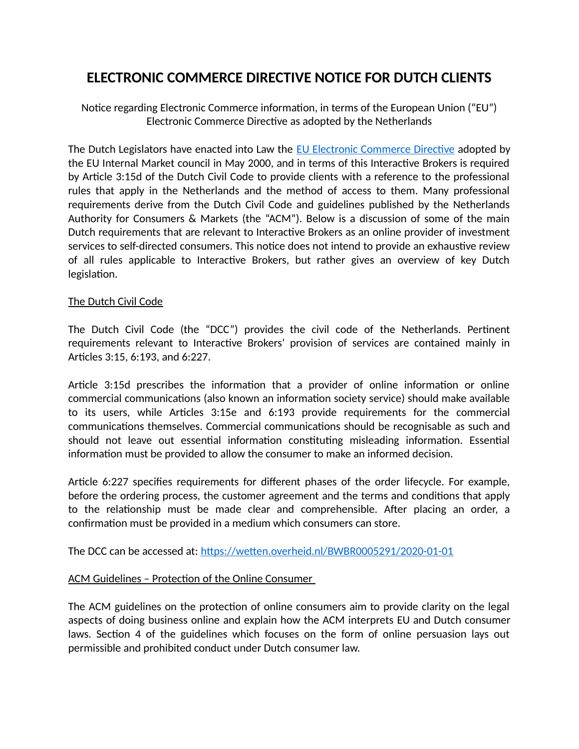# ELECTRONIC COMMERCE DIRECTIVE NOTICE FOR DUTCH CLIENTS

Notice regarding Electronic Commerce information, in terms of the European Union ("EU") Electronic Commerce Directive as adopted by the Netherlands

The Dutch Legislators have enacted into Law the [EU Electronic Commerce Directive] adopted by the EU Internal Market council in May 2000, and in terms of this Interactive Brokers is required by Article 3:15d of the Dutch Civil Code to provide clients with a reference to the professional rules that apply in the Netherlands and the method of access to them. Many professional requirements derive from the Dutch Civil Code and guidelines published by the Netherlands Authority for Consumers & Markets (the "ACM"). Below is a discussion of some of the main Dutch requirements that are relevant to Interactive Brokers as an online provider of investment services to self-directed consumers. This notice does not intend to provide an exhaustive review of all rules applicable to Interactive Brokers, but rather gives an overview of key Dutch legislation.

## The Dutch Civil Code

The Dutch Civil Code (the "DCC") provides the civil code of the Netherlands. Pertinent requirements relevant to Interactive Brokers' provision of services are contained mainly in Articles 3:15, 6:193, and 6:227.

Article 3:15d prescribes the information that a provider of online information or online commercial communications (also known an information society service) should make available to its users, while Articles 3:15e and 6:193 provide requirements for the commercial communications themselves. Commercial communications should be recognisable as such and should not leave out essential information constituting misleading information. Essential information must be provided to allow the consumer to make an informed decision.

Article 6:227 specifies requirements for different phases of the order lifecycle. For example, before the ordering process, the customer agreement and the terms and conditions that apply to the relationship must be made clear and comprehensible. After placing an order, a confirmation must be provided in a medium which consumers can store.

The DCC can be accessed at: https://wetten.overheid.nl/BWBR0005291/2020-01-01

## ACM Guidelines – Protection of the Online Consumer

The ACM guidelines on the protection of online consumers aim to provide clarity on the legal aspects of doing business online and explain how the ACM interprets EU and Dutch consumer laws. Section 4 of the guidelines which focuses on the form of online persuasion lays out permissible and prohibited conduct under Dutch consumer law.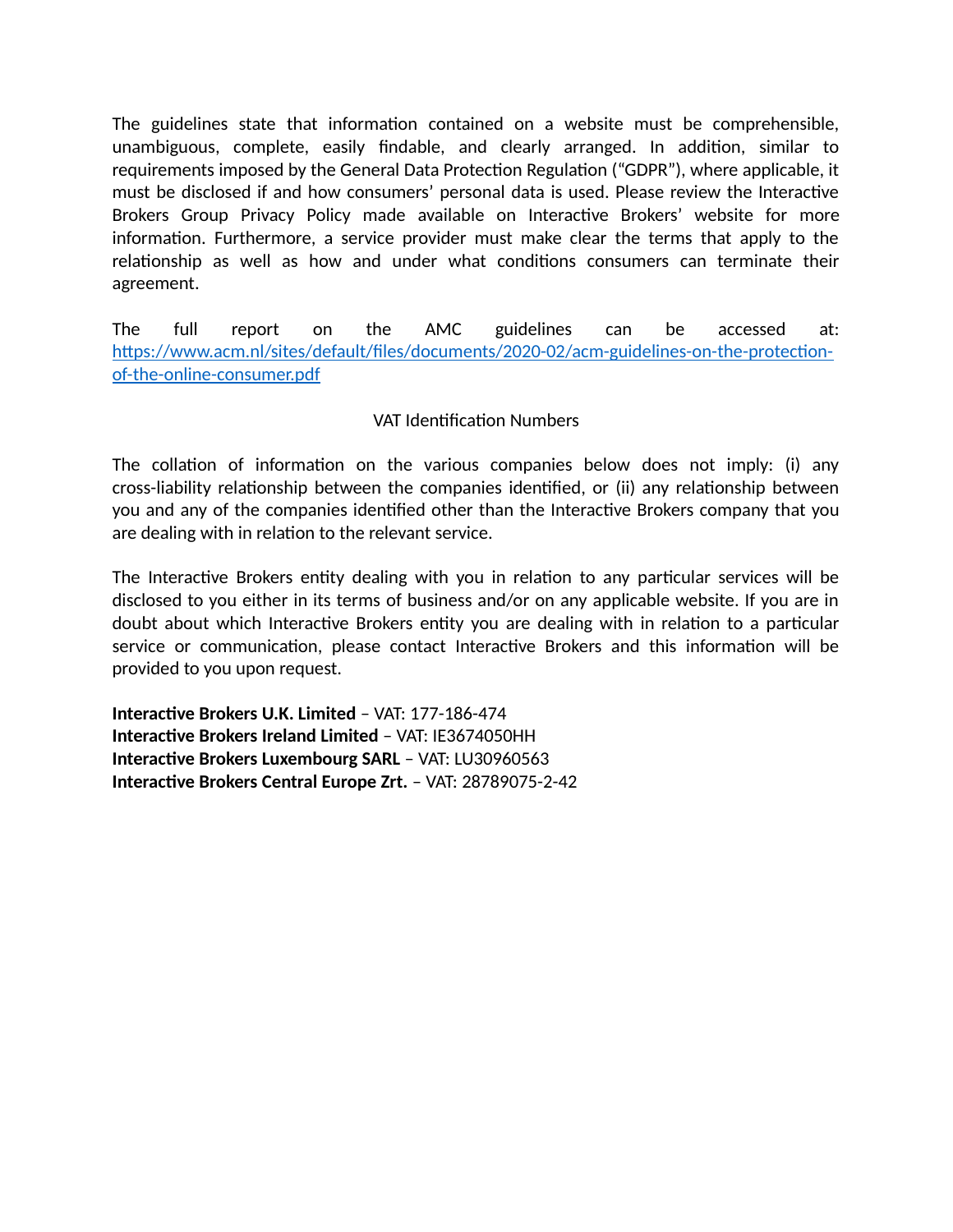The guidelines state that information contained on a website must be comprehensible, unambiguous, complete, easily findable, and clearly arranged. In addition, similar to requirements imposed by the General Data Protection Regulation ("GDPR"), where applicable, it must be disclosed if and how consumers' personal data is used. Please review the Interactive Brokers Group Privacy Policy made available on Interactive Brokers' website for more information. Furthermore, a service provider must make clear the terms that apply to the relationship as well as how and under what conditions consumers can terminate their agreement.

The full report on the AMC guidelines can be accessed at: [https://www.acm.nl/sites/default/files/documents/2020-02/acm-guidelines-on-the-protection-of-the-online-consumer.pdf](https://www.acm.nl/sites/default/files/documents/2020-02/acm-guidelines-on-the-protection-of-the-online-consumer.pdf)

## VAT Identification Numbers

The collation of information on the various companies below does not imply: (i) any cross-liability relationship between the companies identified, or (ii) any relationship between you and any of the companies identified other than the Interactive Brokers company that you are dealing with in relation to the relevant service.

The Interactive Brokers entity dealing with you in relation to any particular services will be disclosed to you either in its terms of business and/or on any applicable website. If you are in doubt about which Interactive Brokers entity you are dealing with in relation to a particular service or communication, please contact Interactive Brokers and this information will be provided to you upon request.

**Interactive Brokers U.K. Limited** – VAT: 177-186-474
**Interactive Brokers Ireland Limited** – VAT: IE3674050HH
**Interactive Brokers Luxembourg SARL** – VAT: LU30960563
**Interactive Brokers Central Europe Zrt.** – VAT: 28789075-2-42